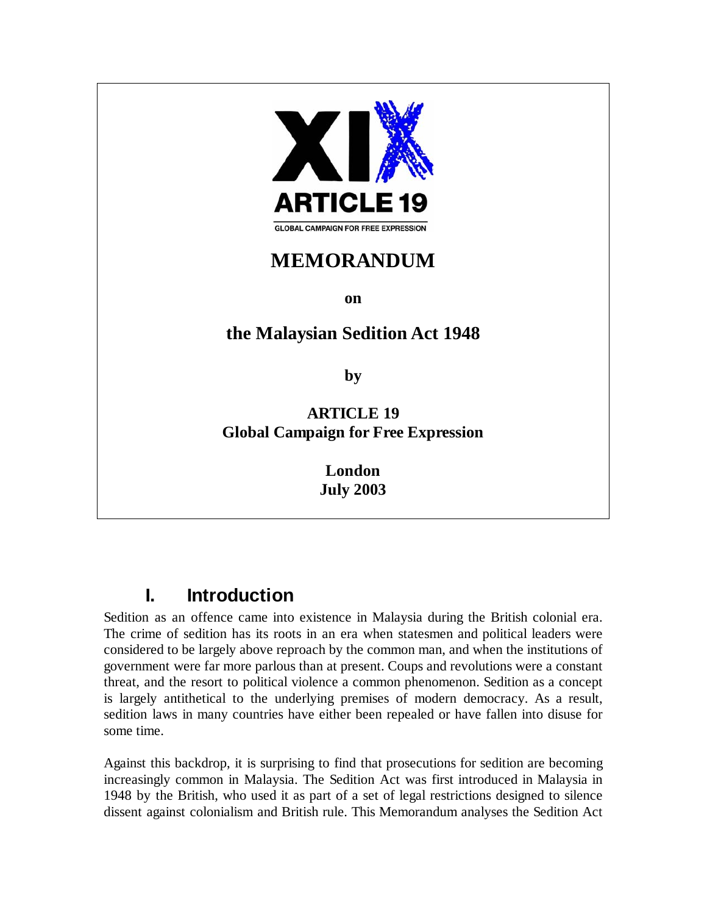ARTICLE 19

GLOBAL CAMPAIGN FOR FREE EXPRESSION

# MEMORANDUM

**on**

## the Malaysian Sedition Act 1948

**by**

**ARTICLE 19**
**Global Campaign for Free Expression**

**London**
**July 2003**

## I. Introduction

Sedition as an offence came into existence in Malaysia during the British colonial era. The crime of sedition has its roots in an era when statesmen and political leaders were considered to be largely above reproach by the common man, and when the institutions of government were far more parlous than at present. Coups and revolutions were a constant threat, and the resort to political violence a common phenomenon. Sedition as a concept is largely antithetical to the underlying premises of modern democracy. As a result, sedition laws in many countries have either been repealed or have fallen into disuse for some time.

Against this backdrop, it is surprising to find that prosecutions for sedition are becoming increasingly common in Malaysia. The Sedition Act was first introduced in Malaysia in 1948 by the British, who used it as part of a set of legal restrictions designed to silence dissent against colonialism and British rule. This Memorandum analyses the Sedition Act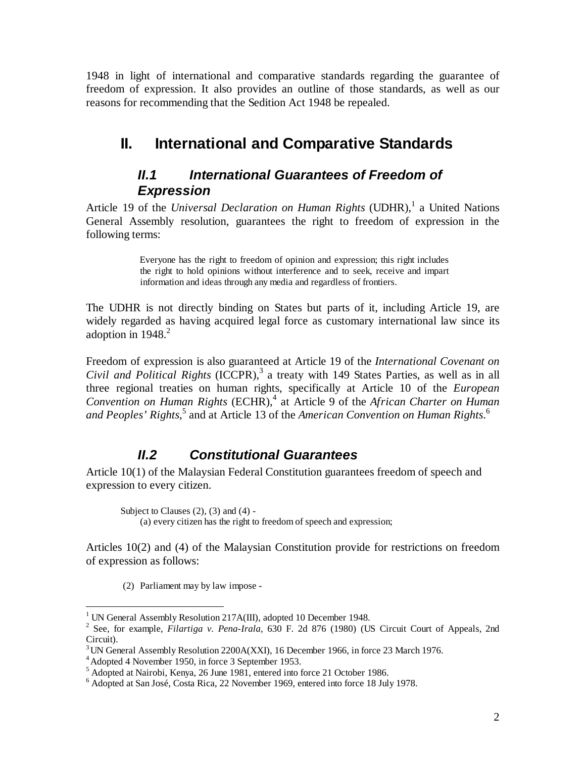1948 in light of international and comparative standards regarding the guarantee of freedom of expression. It also provides an outline of those standards, as well as our reasons for recommending that the Sedition Act 1948 be repealed.

## II. International and Comparative Standards

### *II.1 International Guarantees of Freedom of Expression*

Article 19 of the *Universal Declaration on Human Rights* (UDHR),[1] a United Nations General Assembly resolution, guarantees the right to freedom of expression in the following terms:

> Everyone has the right to freedom of opinion and expression; this right includes the right to hold opinions without interference and to seek, receive and impart information and ideas through any media and regardless of frontiers.

The UDHR is not directly binding on States but parts of it, including Article 19, are widely regarded as having acquired legal force as customary international law since its adoption in 1948.[2]

Freedom of expression is also guaranteed at Article 19 of the *International Covenant on Civil and Political Rights* (ICCPR),[3] a treaty with 149 States Parties, as well as in all three regional treaties on human rights, specifically at Article 10 of the *European Convention on Human Rights* (ECHR),[4] at Article 9 of the *African Charter on Human and Peoples' Rights*,[5] and at Article 13 of the *American Convention on Human Rights*.[6]

### *II.2 Constitutional Guarantees*

Article 10(1) of the Malaysian Federal Constitution guarantees freedom of speech and expression to every citizen.

> Subject to Clauses (2), (3) and (4) -
> (a) every citizen has the right to freedom of speech and expression;

Articles 10(2) and (4) of the Malaysian Constitution provide for restrictions on freedom of expression as follows:

> (2) Parliament may by law impose -

---

[1] UN General Assembly Resolution 217A(III), adopted 10 December 1948.

[2] See, for example, *Filartiga v. Pena-Irala*, 630 F. 2d 876 (1980) (US Circuit Court of Appeals, 2nd Circuit).

[3] UN General Assembly Resolution 2200A(XXI), 16 December 1966, in force 23 March 1976.

[4] Adopted 4 November 1950, in force 3 September 1953.

[5] Adopted at Nairobi, Kenya, 26 June 1981, entered into force 21 October 1986.

[6] Adopted at San José, Costa Rica, 22 November 1969, entered into force 18 July 1978.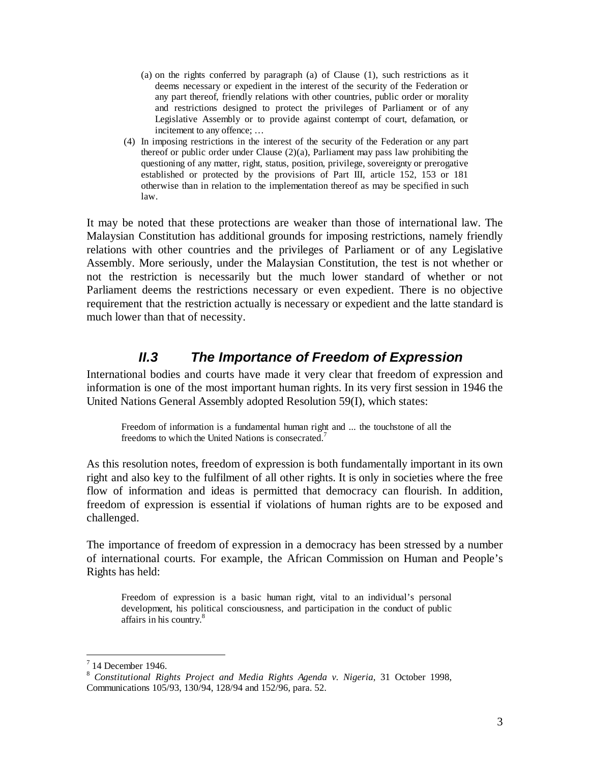> (a) on the rights conferred by paragraph (a) of Clause (1), such restrictions as it deems necessary or expedient in the interest of the security of the Federation or any part thereof, friendly relations with other countries, public order or morality and restrictions designed to protect the privileges of Parliament or of any Legislative Assembly or to provide against contempt of court, defamation, or incitement to any offence; …
>
> (4) In imposing restrictions in the interest of the security of the Federation or any part thereof or public order under Clause (2)(a), Parliament may pass law prohibiting the questioning of any matter, right, status, position, privilege, sovereignty or prerogative established or protected by the provisions of Part III, article 152, 153 or 181 otherwise than in relation to the implementation thereof as may be specified in such law.

It may be noted that these protections are weaker than those of international law. The Malaysian Constitution has additional grounds for imposing restrictions, namely friendly relations with other countries and the privileges of Parliament or of any Legislative Assembly. More seriously, under the Malaysian Constitution, the test is not whether or not the restriction is necessarily but the much lower standard of whether or not Parliament deems the restrictions necessary or even expedient. There is no objective requirement that the restriction actually is necessary or expedient and the latte standard is much lower than that of necessity.

## *II.3 The Importance of Freedom of Expression*

International bodies and courts have made it very clear that freedom of expression and information is one of the most important human rights. In its very first session in 1946 the United Nations General Assembly adopted Resolution 59(I), which states:

> Freedom of information is a fundamental human right and ... the touchstone of all the freedoms to which the United Nations is consecrated.[7]

As this resolution notes, freedom of expression is both fundamentally important in its own right and also key to the fulfilment of all other rights. It is only in societies where the free flow of information and ideas is permitted that democracy can flourish. In addition, freedom of expression is essential if violations of human rights are to be exposed and challenged.

The importance of freedom of expression in a democracy has been stressed by a number of international courts. For example, the African Commission on Human and People's Rights has held:

> Freedom of expression is a basic human right, vital to an individual's personal development, his political consciousness, and participation in the conduct of public affairs in his country.[8]

---

[7] 14 December 1946.

[8] *Constitutional Rights Project and Media Rights Agenda v. Nigeria*, 31 October 1998, Communications 105/93, 130/94, 128/94 and 152/96, para. 52.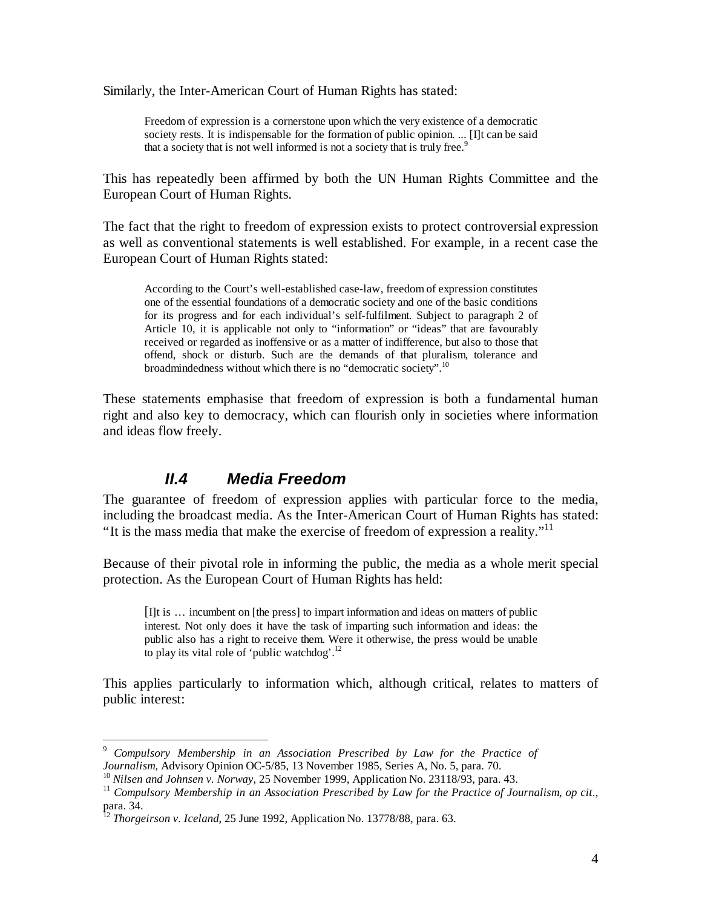Similarly, the Inter-American Court of Human Rights has stated:

> Freedom of expression is a cornerstone upon which the very existence of a democratic society rests. It is indispensable for the formation of public opinion. ... [I]t can be said that a society that is not well informed is not a society that is truly free.[9]

This has repeatedly been affirmed by both the UN Human Rights Committee and the European Court of Human Rights.

The fact that the right to freedom of expression exists to protect controversial expression as well as conventional statements is well established. For example, in a recent case the European Court of Human Rights stated:

> According to the Court's well-established case-law, freedom of expression constitutes one of the essential foundations of a democratic society and one of the basic conditions for its progress and for each individual's self-fulfilment. Subject to paragraph 2 of Article 10, it is applicable not only to "information" or "ideas" that are favourably received or regarded as inoffensive or as a matter of indifference, but also to those that offend, shock or disturb. Such are the demands of that pluralism, tolerance and broadmindedness without which there is no "democratic society".[10]

These statements emphasise that freedom of expression is both a fundamental human right and also key to democracy, which can flourish only in societies where information and ideas flow freely.

## *II.4 Media Freedom*

The guarantee of freedom of expression applies with particular force to the media, including the broadcast media. As the Inter-American Court of Human Rights has stated: "It is the mass media that make the exercise of freedom of expression a reality."[11]

Because of their pivotal role in informing the public, the media as a whole merit special protection. As the European Court of Human Rights has held:

> [I]t is … incumbent on [the press] to impart information and ideas on matters of public interest. Not only does it have the task of imparting such information and ideas: the public also has a right to receive them. Were it otherwise, the press would be unable to play its vital role of 'public watchdog'.[12]

This applies particularly to information which, although critical, relates to matters of public interest:

---

[9] *Compulsory Membership in an Association Prescribed by Law for the Practice of Journalism*, Advisory Opinion OC-5/85, 13 November 1985, Series A, No. 5, para. 70.

[10] *Nilsen and Johnsen v. Norway*, 25 November 1999, Application No. 23118/93, para. 43.

[11] *Compulsory Membership in an Association Prescribed by Law for the Practice of Journalism*, *op cit.*, para. 34.

[12] *Thorgeirson v. Iceland*, 25 June 1992, Application No. 13778/88, para. 63.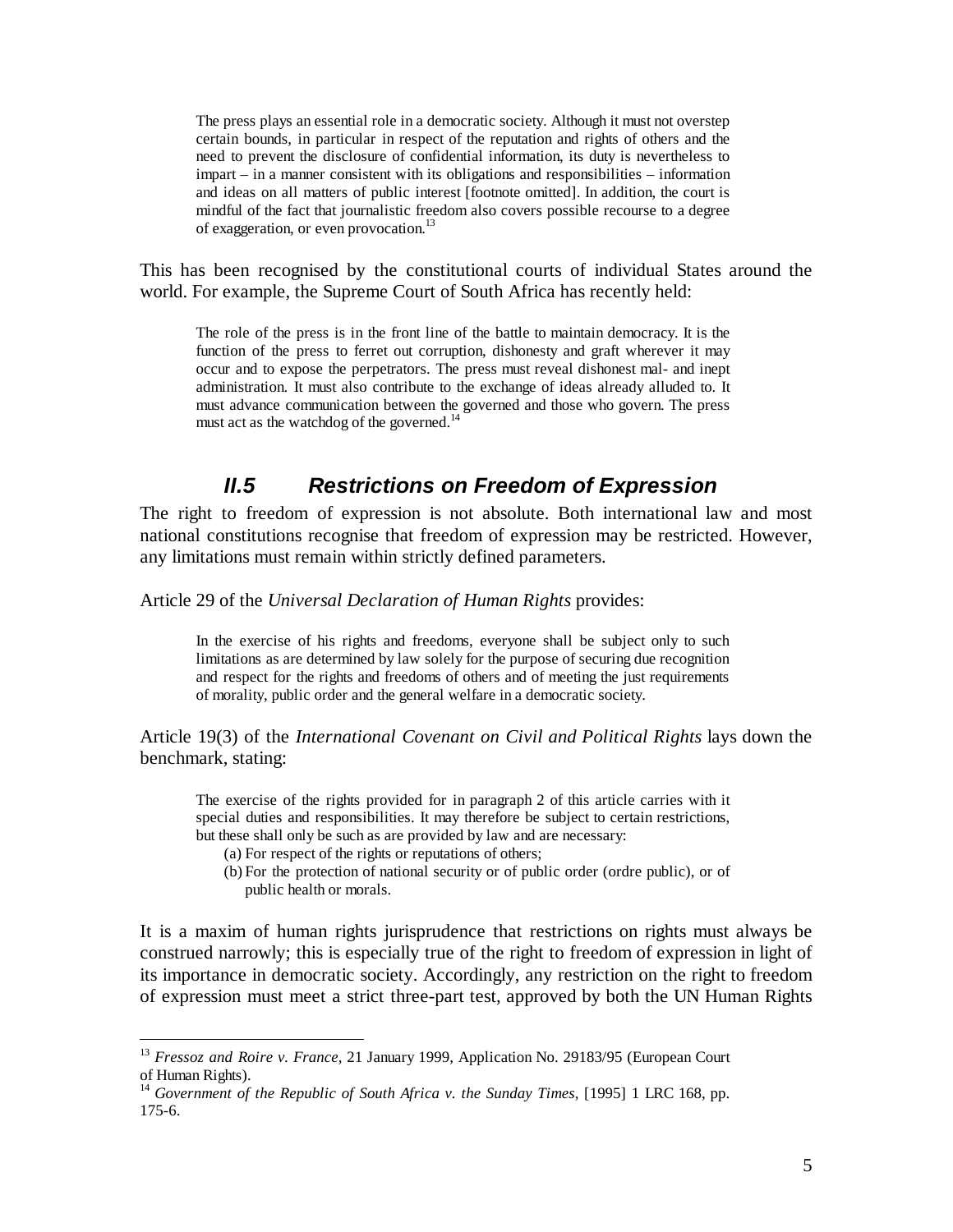> The press plays an essential role in a democratic society. Although it must not overstep certain bounds, in particular in respect of the reputation and rights of others and the need to prevent the disclosure of confidential information, its duty is nevertheless to impart – in a manner consistent with its obligations and responsibilities – information and ideas on all matters of public interest [footnote omitted]. In addition, the court is mindful of the fact that journalistic freedom also covers possible recourse to a degree of exaggeration, or even provocation.[13]

This has been recognised by the constitutional courts of individual States around the world. For example, the Supreme Court of South Africa has recently held:

> The role of the press is in the front line of the battle to maintain democracy. It is the function of the press to ferret out corruption, dishonesty and graft wherever it may occur and to expose the perpetrators. The press must reveal dishonest mal- and inept administration. It must also contribute to the exchange of ideas already alluded to. It must advance communication between the governed and those who govern. The press must act as the watchdog of the governed.[14]

## *II.5 Restrictions on Freedom of Expression*

The right to freedom of expression is not absolute. Both international law and most national constitutions recognise that freedom of expression may be restricted. However, any limitations must remain within strictly defined parameters.

Article 29 of the *Universal Declaration of Human Rights* provides:

> In the exercise of his rights and freedoms, everyone shall be subject only to such limitations as are determined by law solely for the purpose of securing due recognition and respect for the rights and freedoms of others and of meeting the just requirements of morality, public order and the general welfare in a democratic society.

Article 19(3) of the *International Covenant on Civil and Political Rights* lays down the benchmark, stating:

> The exercise of the rights provided for in paragraph 2 of this article carries with it special duties and responsibilities. It may therefore be subject to certain restrictions, but these shall only be such as are provided by law and are necessary:
>
> (a) For respect of the rights or reputations of others;
>
> (b) For the protection of national security or of public order (ordre public), or of public health or morals.

It is a maxim of human rights jurisprudence that restrictions on rights must always be construed narrowly; this is especially true of the right to freedom of expression in light of its importance in democratic society. Accordingly, any restriction on the right to freedom of expression must meet a strict three-part test, approved by both the UN Human Rights

---

[13] *Fressoz and Roire v. France*, 21 January 1999, Application No. 29183/95 (European Court of Human Rights).

[14] *Government of the Republic of South Africa v. the Sunday Times*, [1995] 1 LRC 168, pp. 175-6.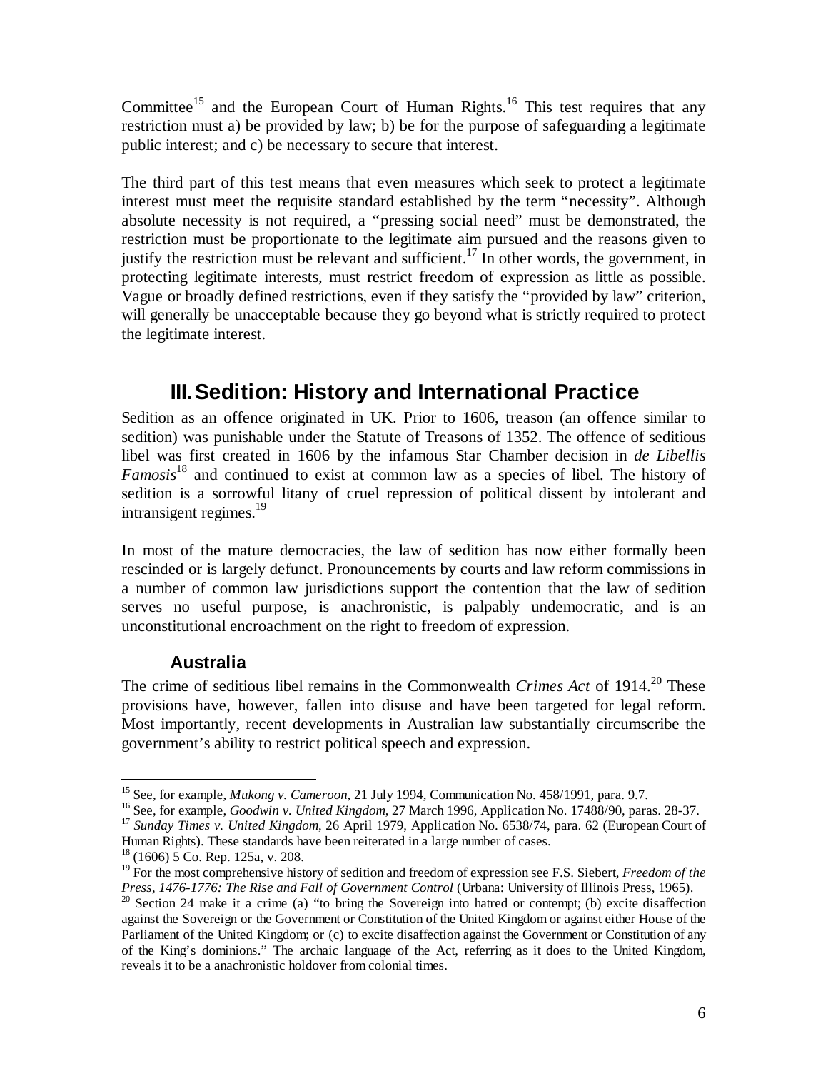Committee[15] and the European Court of Human Rights.[16] This test requires that any restriction must a) be provided by law; b) be for the purpose of safeguarding a legitimate public interest; and c) be necessary to secure that interest.

The third part of this test means that even measures which seek to protect a legitimate interest must meet the requisite standard established by the term "necessity". Although absolute necessity is not required, a "pressing social need" must be demonstrated, the restriction must be proportionate to the legitimate aim pursued and the reasons given to justify the restriction must be relevant and sufficient.[17] In other words, the government, in protecting legitimate interests, must restrict freedom of expression as little as possible. Vague or broadly defined restrictions, even if they satisfy the "provided by law" criterion, will generally be unacceptable because they go beyond what is strictly required to protect the legitimate interest.

# III. Sedition: History and International Practice

Sedition as an offence originated in UK. Prior to 1606, treason (an offence similar to sedition) was punishable under the Statute of Treasons of 1352. The offence of seditious libel was first created in 1606 by the infamous Star Chamber decision in *de Libellis Famosis*[18] and continued to exist at common law as a species of libel. The history of sedition is a sorrowful litany of cruel repression of political dissent by intolerant and intransigent regimes.[19]

In most of the mature democracies, the law of sedition has now either formally been rescinded or is largely defunct. Pronouncements by courts and law reform commissions in a number of common law jurisdictions support the contention that the law of sedition serves no useful purpose, is anachronistic, is palpably undemocratic, and is an unconstitutional encroachment on the right to freedom of expression.

## Australia

The crime of seditious libel remains in the Commonwealth *Crimes Act* of 1914.[20] These provisions have, however, fallen into disuse and have been targeted for legal reform. Most importantly, recent developments in Australian law substantially circumscribe the government's ability to restrict political speech and expression.

---

[15] See, for example, *Mukong v. Cameroon*, 21 July 1994, Communication No. 458/1991, para. 9.7.

[16] See, for example, *Goodwin v. United Kingdom*, 27 March 1996, Application No. 17488/90, paras. 28-37.

[17] *Sunday Times v. United Kingdom*, 26 April 1979, Application No. 6538/74, para. 62 (European Court of Human Rights). These standards have been reiterated in a large number of cases.

[18] (1606) 5 Co. Rep. 125a, v. 208.

[19] For the most comprehensive history of sedition and freedom of expression see F.S. Siebert, *Freedom of the Press, 1476-1776: The Rise and Fall of Government Control* (Urbana: University of Illinois Press, 1965).

[20] Section 24 make it a crime (a) "to bring the Sovereign into hatred or contempt; (b) excite disaffection against the Sovereign or the Government or Constitution of the United Kingdom or against either House of the Parliament of the United Kingdom; or (c) to excite disaffection against the Government or Constitution of any of the King's dominions." The archaic language of the Act, referring as it does to the United Kingdom, reveals it to be a anachronistic holdover from colonial times.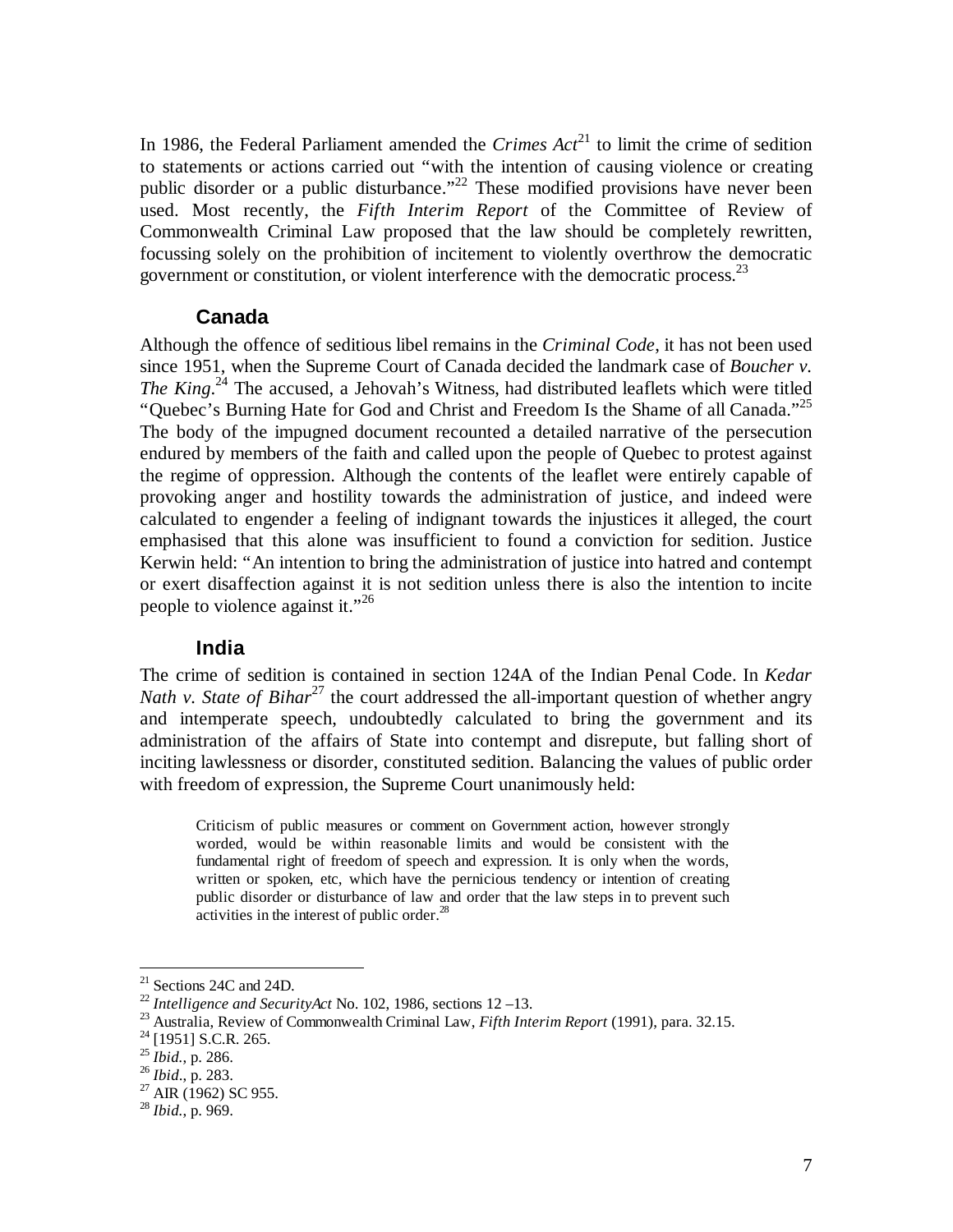In 1986, the Federal Parliament amended the *Crimes Act*[21] to limit the crime of sedition to statements or actions carried out "with the intention of causing violence or creating public disorder or a public disturbance."[22] These modified provisions have never been used. Most recently, the *Fifth Interim Report* of the Committee of Review of Commonwealth Criminal Law proposed that the law should be completely rewritten, focussing solely on the prohibition of incitement to violently overthrow the democratic government or constitution, or violent interference with the democratic process.[23]

### Canada

Although the offence of seditious libel remains in the *Criminal Code*, it has not been used since 1951, when the Supreme Court of Canada decided the landmark case of *Boucher v. The King*.[24] The accused, a Jehovah's Witness, had distributed leaflets which were titled "Quebec's Burning Hate for God and Christ and Freedom Is the Shame of all Canada."[25] The body of the impugned document recounted a detailed narrative of the persecution endured by members of the faith and called upon the people of Quebec to protest against the regime of oppression. Although the contents of the leaflet were entirely capable of provoking anger and hostility towards the administration of justice, and indeed were calculated to engender a feeling of indignant towards the injustices it alleged, the court emphasised that this alone was insufficient to found a conviction for sedition. Justice Kerwin held: "An intention to bring the administration of justice into hatred and contempt or exert disaffection against it is not sedition unless there is also the intention to incite people to violence against it."[26]

### India

The crime of sedition is contained in section 124A of the Indian Penal Code. In *Kedar Nath v. State of Bihar*[27] the court addressed the all-important question of whether angry and intemperate speech, undoubtedly calculated to bring the government and its administration of the affairs of State into contempt and disrepute, but falling short of inciting lawlessness or disorder, constituted sedition. Balancing the values of public order with freedom of expression, the Supreme Court unanimously held:

> Criticism of public measures or comment on Government action, however strongly worded, would be within reasonable limits and would be consistent with the fundamental right of freedom of speech and expression. It is only when the words, written or spoken, etc, which have the pernicious tendency or intention of creating public disorder or disturbance of law and order that the law steps in to prevent such activities in the interest of public order.[28]

---

[21] Sections 24C and 24D.
[22] *Intelligence and SecurityAct* No. 102, 1986, sections 12 –13.
[23] Australia, Review of Commonwealth Criminal Law, *Fifth Interim Report* (1991), para. 32.15.
[24] [1951] S.C.R. 265.
[25] *Ibid.*, p. 286.
[26] *Ibid.*, p. 283.
[27] AIR (1962) SC 955.
[28] *Ibid.*, p. 969.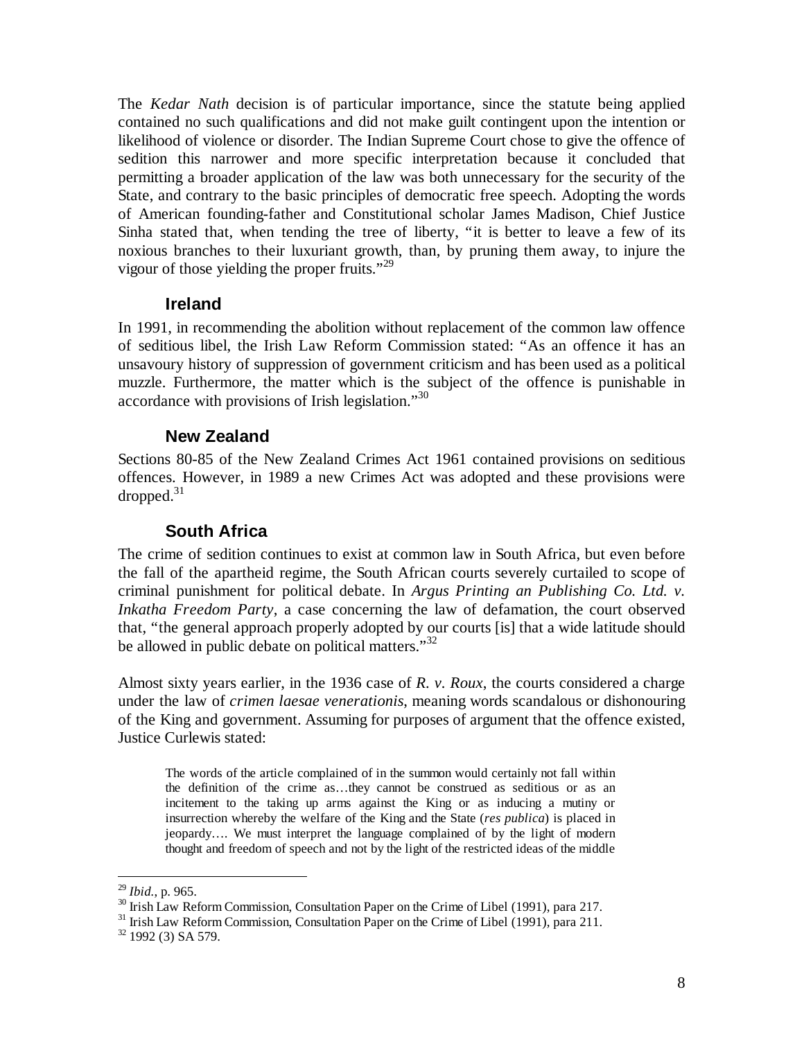The *Kedar Nath* decision is of particular importance, since the statute being applied contained no such qualifications and did not make guilt contingent upon the intention or likelihood of violence or disorder. The Indian Supreme Court chose to give the offence of sedition this narrower and more specific interpretation because it concluded that permitting a broader application of the law was both unnecessary for the security of the State, and contrary to the basic principles of democratic free speech. Adopting the words of American founding-father and Constitutional scholar James Madison, Chief Justice Sinha stated that, when tending the tree of liberty, "it is better to leave a few of its noxious branches to their luxuriant growth, than, by pruning them away, to injure the vigour of those yielding the proper fruits."[29]

### Ireland

In 1991, in recommending the abolition without replacement of the common law offence of seditious libel, the Irish Law Reform Commission stated: "As an offence it has an unsavoury history of suppression of government criticism and has been used as a political muzzle. Furthermore, the matter which is the subject of the offence is punishable in accordance with provisions of Irish legislation."[30]

### New Zealand

Sections 80-85 of the New Zealand Crimes Act 1961 contained provisions on seditious offences. However, in 1989 a new Crimes Act was adopted and these provisions were dropped.[31]

### South Africa

The crime of sedition continues to exist at common law in South Africa, but even before the fall of the apartheid regime, the South African courts severely curtailed to scope of criminal punishment for political debate. In *Argus Printing an Publishing Co. Ltd. v. Inkatha Freedom Party*, a case concerning the law of defamation, the court observed that, "the general approach properly adopted by our courts [is] that a wide latitude should be allowed in public debate on political matters."[32]

Almost sixty years earlier, in the 1936 case of *R. v. Roux*, the courts considered a charge under the law of *crimen laesae venerationis*, meaning words scandalous or dishonouring of the King and government. Assuming for purposes of argument that the offence existed, Justice Curlewis stated:

> The words of the article complained of in the summon would certainly not fall within the definition of the crime as…they cannot be construed as seditious or as an incitement to the taking up arms against the King or as inducing a mutiny or insurrection whereby the welfare of the King and the State (*res publica*) is placed in jeopardy…. We must interpret the language complained of by the light of modern thought and freedom of speech and not by the light of the restricted ideas of the middle

---

[29] *Ibid.*, p. 965.

[30] Irish Law Reform Commission, Consultation Paper on the Crime of Libel (1991), para 217.

[31] Irish Law Reform Commission, Consultation Paper on the Crime of Libel (1991), para 211.

[32] 1992 (3) SA 579.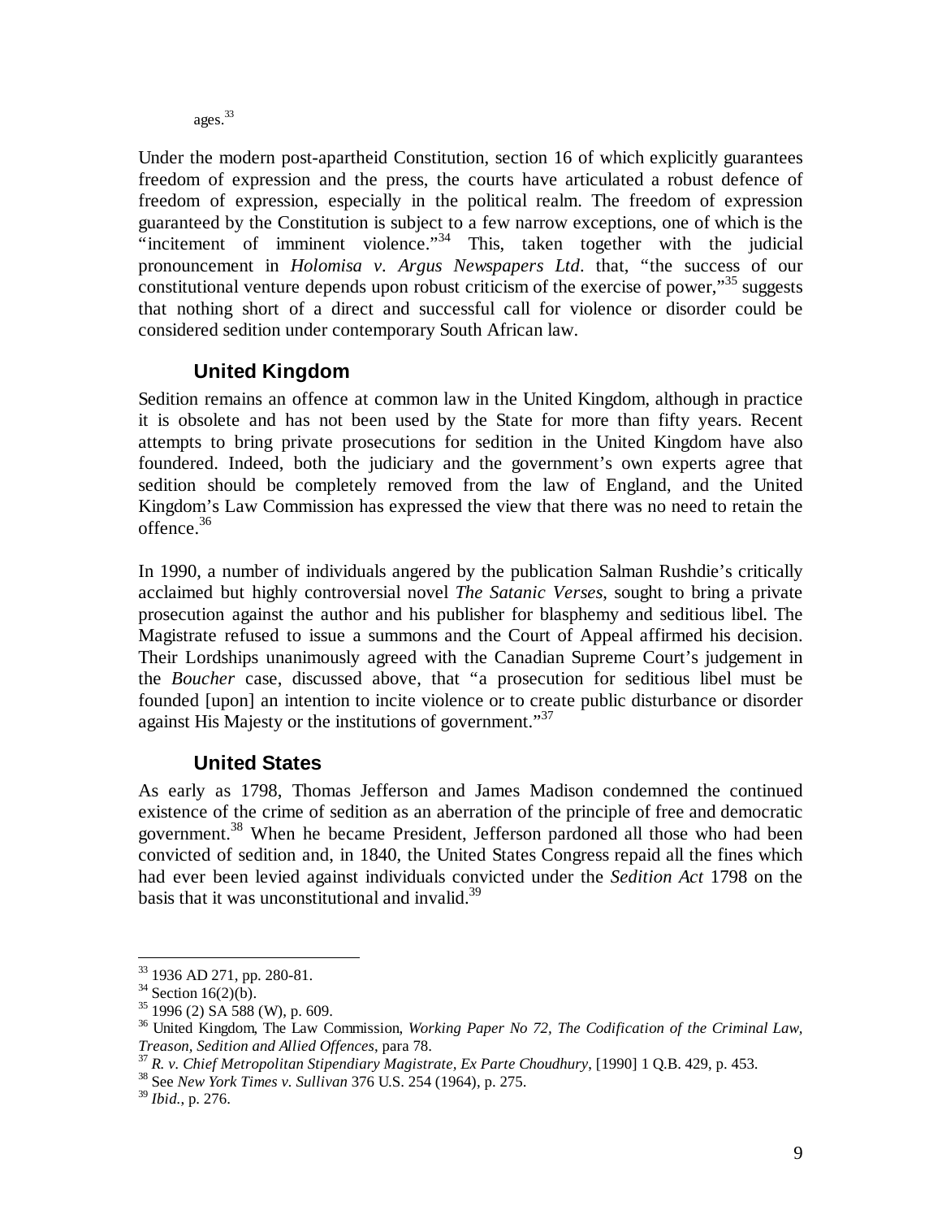ages.[33]

Under the modern post-apartheid Constitution, section 16 of which explicitly guarantees freedom of expression and the press, the courts have articulated a robust defence of freedom of expression, especially in the political realm. The freedom of expression guaranteed by the Constitution is subject to a few narrow exceptions, one of which is the "incitement of imminent violence."[34] This, taken together with the judicial pronouncement in *Holomisa v. Argus Newspapers Ltd*. that, "the success of our constitutional venture depends upon robust criticism of the exercise of power,"[35] suggests that nothing short of a direct and successful call for violence or disorder could be considered sedition under contemporary South African law.

### United Kingdom

Sedition remains an offence at common law in the United Kingdom, although in practice it is obsolete and has not been used by the State for more than fifty years. Recent attempts to bring private prosecutions for sedition in the United Kingdom have also foundered. Indeed, both the judiciary and the government's own experts agree that sedition should be completely removed from the law of England, and the United Kingdom's Law Commission has expressed the view that there was no need to retain the offence.[36]

In 1990, a number of individuals angered by the publication Salman Rushdie's critically acclaimed but highly controversial novel *The Satanic Verses*, sought to bring a private prosecution against the author and his publisher for blasphemy and seditious libel. The Magistrate refused to issue a summons and the Court of Appeal affirmed his decision. Their Lordships unanimously agreed with the Canadian Supreme Court's judgement in the *Boucher* case, discussed above, that "a prosecution for seditious libel must be founded [upon] an intention to incite violence or to create public disturbance or disorder against His Majesty or the institutions of government."[37]

### United States

As early as 1798, Thomas Jefferson and James Madison condemned the continued existence of the crime of sedition as an aberration of the principle of free and democratic government.[38] When he became President, Jefferson pardoned all those who had been convicted of sedition and, in 1840, the United States Congress repaid all the fines which had ever been levied against individuals convicted under the *Sedition Act* 1798 on the basis that it was unconstitutional and invalid.[39]

---

[33] 1936 AD 271, pp. 280-81.

[34] Section 16(2)(b).

[35] 1996 (2) SA 588 (W), p. 609.

[36] United Kingdom, The Law Commission, *Working Paper No 72, The Codification of the Criminal Law, Treason, Sedition and Allied Offences*, para 78.

[37] *R. v. Chief Metropolitan Stipendiary Magistrate, Ex Parte Choudhury*, [1990] 1 Q.B. 429, p. 453.

[38] See *New York Times v. Sullivan* 376 U.S. 254 (1964), p. 275.

[39] *Ibid.*, p. 276.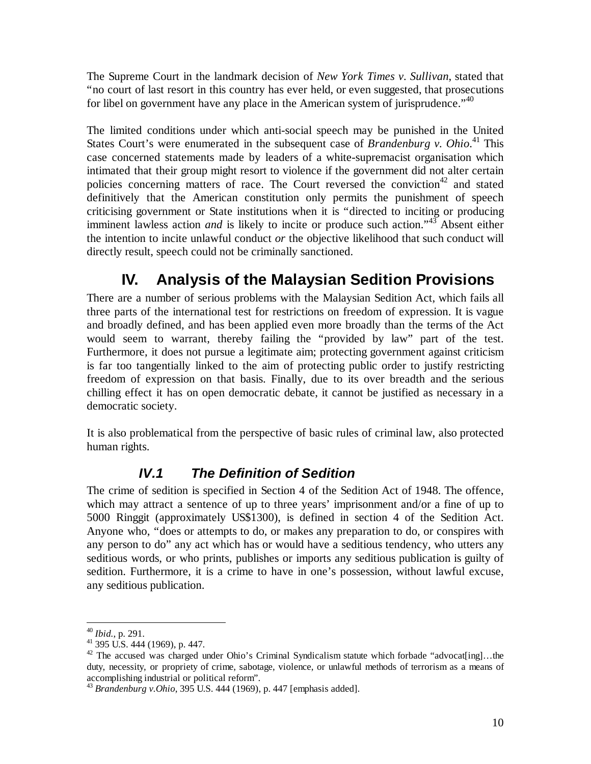The Supreme Court in the landmark decision of *New York Times v. Sullivan*, stated that "no court of last resort in this country has ever held, or even suggested, that prosecutions for libel on government have any place in the American system of jurisprudence."[40]

The limited conditions under which anti-social speech may be punished in the United States Court's were enumerated in the subsequent case of *Brandenburg v. Ohio*.[41] This case concerned statements made by leaders of a white-supremacist organisation which intimated that their group might resort to violence if the government did not alter certain policies concerning matters of race. The Court reversed the conviction[42] and stated definitively that the American constitution only permits the punishment of speech criticising government or State institutions when it is "directed to inciting or producing imminent lawless action *and* is likely to incite or produce such action."[43] Absent either the intention to incite unlawful conduct *or* the objective likelihood that such conduct will directly result, speech could not be criminally sanctioned.

# IV. Analysis of the Malaysian Sedition Provisions

There are a number of serious problems with the Malaysian Sedition Act, which fails all three parts of the international test for restrictions on freedom of expression. It is vague and broadly defined, and has been applied even more broadly than the terms of the Act would seem to warrant, thereby failing the "provided by law" part of the test. Furthermore, it does not pursue a legitimate aim; protecting government against criticism is far too tangentially linked to the aim of protecting public order to justify restricting freedom of expression on that basis. Finally, due to its over breadth and the serious chilling effect it has on open democratic debate, it cannot be justified as necessary in a democratic society.

It is also problematical from the perspective of basic rules of criminal law, also protected human rights.

## *IV.1 The Definition of Sedition*

The crime of sedition is specified in Section 4 of the Sedition Act of 1948. The offence, which may attract a sentence of up to three years' imprisonment and/or a fine of up to 5000 Ringgit (approximately US$1300), is defined in section 4 of the Sedition Act. Anyone who, "does or attempts to do, or makes any preparation to do, or conspires with any person to do" any act which has or would have a seditious tendency, who utters any seditious words, or who prints, publishes or imports any seditious publication is guilty of sedition. Furthermore, it is a crime to have in one's possession, without lawful excuse, any seditious publication.

---

[40] *Ibid.*, p. 291.

[41] 395 U.S. 444 (1969), p. 447.

[42] The accused was charged under Ohio's Criminal Syndicalism statute which forbade "advocat[ing]…the duty, necessity, or propriety of crime, sabotage, violence, or unlawful methods of terrorism as a means of accomplishing industrial or political reform".

[43] *Brandenburg v.Ohio*, 395 U.S. 444 (1969), p. 447 [emphasis added].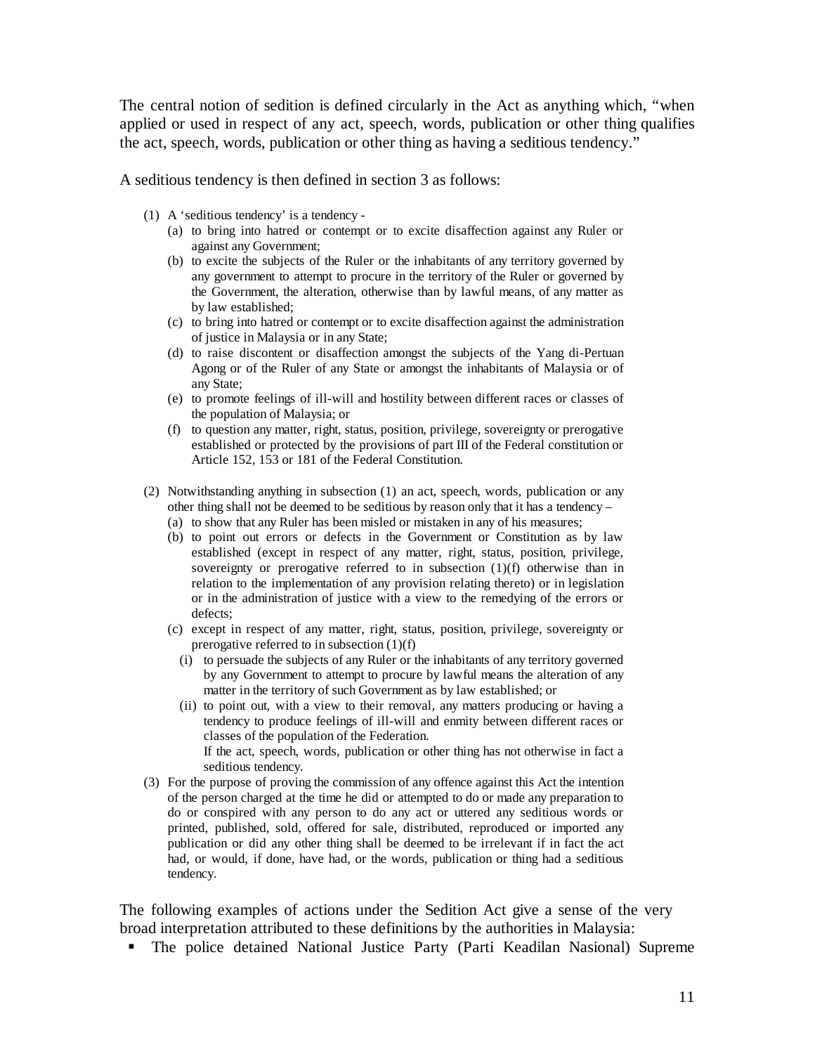The central notion of sedition is defined circularly in the Act as anything which, "when applied or used in respect of any act, speech, words, publication or other thing qualifies the act, speech, words, publication or other thing as having a seditious tendency."

A seditious tendency is then defined in section 3 as follows:

> (1) A 'seditious tendency' is a tendency -
> (a) to bring into hatred or contempt or to excite disaffection against any Ruler or against any Government;
> (b) to excite the subjects of the Ruler or the inhabitants of any territory governed by any government to attempt to procure in the territory of the Ruler or governed by the Government, the alteration, otherwise than by lawful means, of any matter as by law established;
> (c) to bring into hatred or contempt or to excite disaffection against the administration of justice in Malaysia or in any State;
> (d) to raise discontent or disaffection amongst the subjects of the Yang di-Pertuan Agong or of the Ruler of any State or amongst the inhabitants of Malaysia or of any State;
> (e) to promote feelings of ill-will and hostility between different races or classes of the population of Malaysia; or
> (f) to question any matter, right, status, position, privilege, sovereignty or prerogative established or protected by the provisions of part III of the Federal constitution or Article 152, 153 or 181 of the Federal Constitution.
>
> (2) Notwithstanding anything in subsection (1) an act, speech, words, publication or any other thing shall not be deemed to be seditious by reason only that it has a tendency –
> (a) to show that any Ruler has been misled or mistaken in any of his measures;
> (b) to point out errors or defects in the Government or Constitution as by law established (except in respect of any matter, right, status, position, privilege, sovereignty or prerogative referred to in subsection (1)(f) otherwise than in relation to the implementation of any provision relating thereto) or in legislation or in the administration of justice with a view to the remedying of the errors or defects;
> (c) except in respect of any matter, right, status, position, privilege, sovereignty or prerogative referred to in subsection (1)(f)
> (i) to persuade the subjects of any Ruler or the inhabitants of any territory governed by any Government to attempt to procure by lawful means the alteration of any matter in the territory of such Government as by law established; or
> (ii) to point out, with a view to their removal, any matters producing or having a tendency to produce feelings of ill-will and enmity between different races or classes of the population of the Federation.
> If the act, speech, words, publication or other thing has not otherwise in fact a seditious tendency.
>
> (3) For the purpose of proving the commission of any offence against this Act the intention of the person charged at the time he did or attempted to do or made any preparation to do or conspired with any person to do any act or uttered any seditious words or printed, published, sold, offered for sale, distributed, reproduced or imported any publication or did any other thing shall be deemed to be irrelevant if in fact the act had, or would, if done, have had, or the words, publication or thing had a seditious tendency.

The following examples of actions under the Sedition Act give a sense of the very broad interpretation attributed to these definitions by the authorities in Malaysia:

- The police detained National Justice Party (Parti Keadilan Nasional) Supreme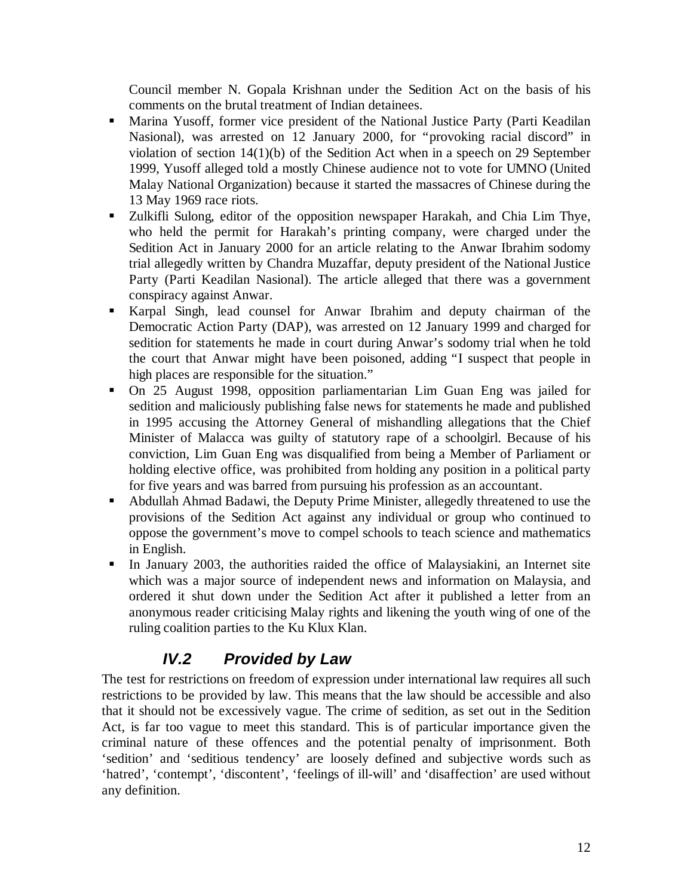Council member N. Gopala Krishnan under the Sedition Act on the basis of his comments on the brutal treatment of Indian detainees.

- Marina Yusoff, former vice president of the National Justice Party (Parti Keadilan Nasional), was arrested on 12 January 2000, for "provoking racial discord" in violation of section 14(1)(b) of the Sedition Act when in a speech on 29 September 1999, Yusoff alleged told a mostly Chinese audience not to vote for UMNO (United Malay National Organization) because it started the massacres of Chinese during the 13 May 1969 race riots.
- Zulkifli Sulong, editor of the opposition newspaper Harakah, and Chia Lim Thye, who held the permit for Harakah's printing company, were charged under the Sedition Act in January 2000 for an article relating to the Anwar Ibrahim sodomy trial allegedly written by Chandra Muzaffar, deputy president of the National Justice Party (Parti Keadilan Nasional). The article alleged that there was a government conspiracy against Anwar.
- Karpal Singh, lead counsel for Anwar Ibrahim and deputy chairman of the Democratic Action Party (DAP), was arrested on 12 January 1999 and charged for sedition for statements he made in court during Anwar's sodomy trial when he told the court that Anwar might have been poisoned, adding "I suspect that people in high places are responsible for the situation."
- On 25 August 1998, opposition parliamentarian Lim Guan Eng was jailed for sedition and maliciously publishing false news for statements he made and published in 1995 accusing the Attorney General of mishandling allegations that the Chief Minister of Malacca was guilty of statutory rape of a schoolgirl. Because of his conviction, Lim Guan Eng was disqualified from being a Member of Parliament or holding elective office, was prohibited from holding any position in a political party for five years and was barred from pursuing his profession as an accountant.
- Abdullah Ahmad Badawi, the Deputy Prime Minister, allegedly threatened to use the provisions of the Sedition Act against any individual or group who continued to oppose the government's move to compel schools to teach science and mathematics in English.
- In January 2003, the authorities raided the office of Malaysiakini, an Internet site which was a major source of independent news and information on Malaysia, and ordered it shut down under the Sedition Act after it published a letter from an anonymous reader criticising Malay rights and likening the youth wing of one of the ruling coalition parties to the Ku Klux Klan.

## *IV.2 Provided by Law*

The test for restrictions on freedom of expression under international law requires all such restrictions to be provided by law. This means that the law should be accessible and also that it should not be excessively vague. The crime of sedition, as set out in the Sedition Act, is far too vague to meet this standard. This is of particular importance given the criminal nature of these offences and the potential penalty of imprisonment. Both 'sedition' and 'seditious tendency' are loosely defined and subjective words such as 'hatred', 'contempt', 'discontent', 'feelings of ill-will' and 'disaffection' are used without any definition.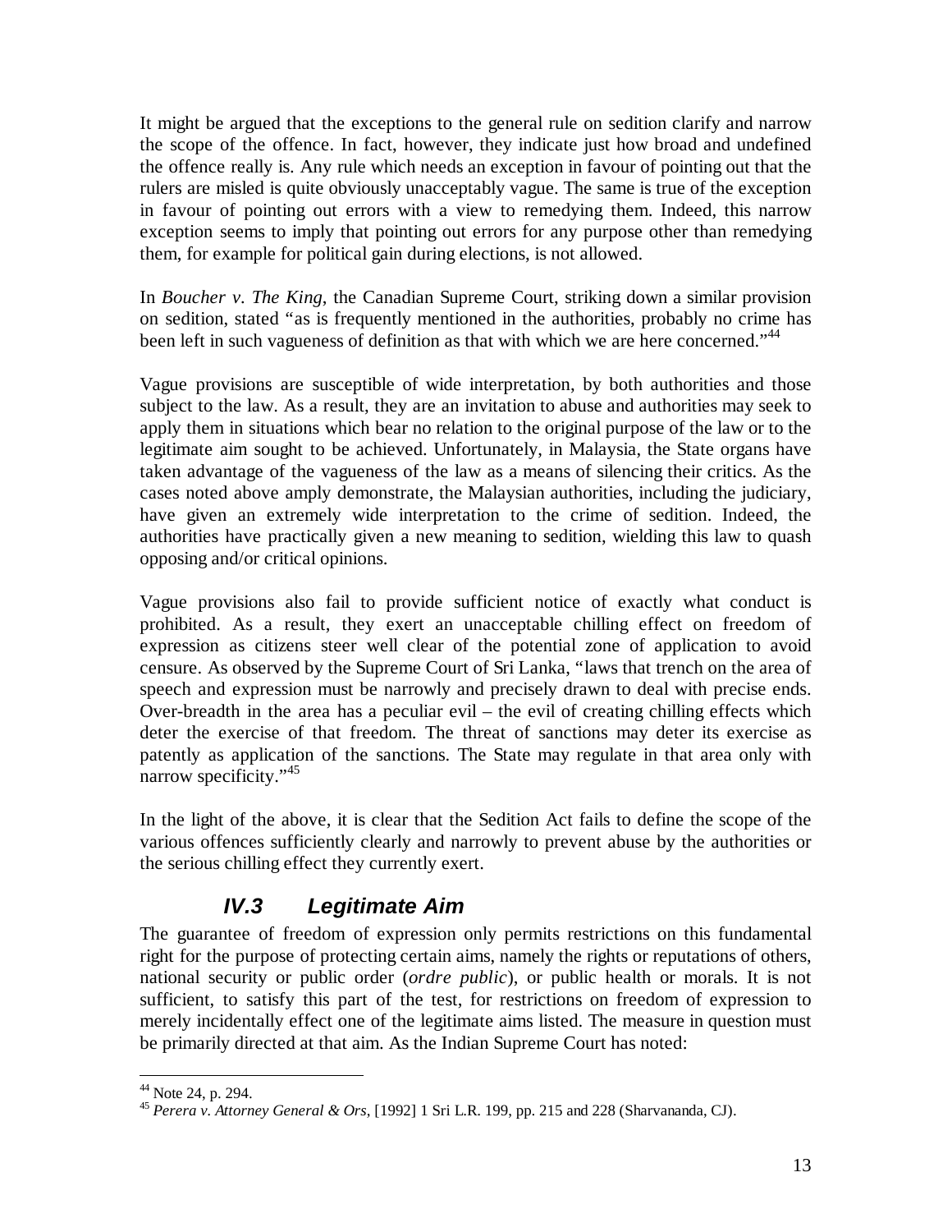It might be argued that the exceptions to the general rule on sedition clarify and narrow the scope of the offence. In fact, however, they indicate just how broad and undefined the offence really is. Any rule which needs an exception in favour of pointing out that the rulers are misled is quite obviously unacceptably vague. The same is true of the exception in favour of pointing out errors with a view to remedying them. Indeed, this narrow exception seems to imply that pointing out errors for any purpose other than remedying them, for example for political gain during elections, is not allowed.

In *Boucher v. The King*, the Canadian Supreme Court, striking down a similar provision on sedition, stated "as is frequently mentioned in the authorities, probably no crime has been left in such vagueness of definition as that with which we are here concerned."[44]

Vague provisions are susceptible of wide interpretation, by both authorities and those subject to the law. As a result, they are an invitation to abuse and authorities may seek to apply them in situations which bear no relation to the original purpose of the law or to the legitimate aim sought to be achieved. Unfortunately, in Malaysia, the State organs have taken advantage of the vagueness of the law as a means of silencing their critics. As the cases noted above amply demonstrate, the Malaysian authorities, including the judiciary, have given an extremely wide interpretation to the crime of sedition. Indeed, the authorities have practically given a new meaning to sedition, wielding this law to quash opposing and/or critical opinions.

Vague provisions also fail to provide sufficient notice of exactly what conduct is prohibited. As a result, they exert an unacceptable chilling effect on freedom of expression as citizens steer well clear of the potential zone of application to avoid censure. As observed by the Supreme Court of Sri Lanka, "laws that trench on the area of speech and expression must be narrowly and precisely drawn to deal with precise ends. Over-breadth in the area has a peculiar evil – the evil of creating chilling effects which deter the exercise of that freedom. The threat of sanctions may deter its exercise as patently as application of the sanctions. The State may regulate in that area only with narrow specificity."[45]

In the light of the above, it is clear that the Sedition Act fails to define the scope of the various offences sufficiently clearly and narrowly to prevent abuse by the authorities or the serious chilling effect they currently exert.

### *IV.3 Legitimate Aim*

The guarantee of freedom of expression only permits restrictions on this fundamental right for the purpose of protecting certain aims, namely the rights or reputations of others, national security or public order (*ordre public*), or public health or morals. It is not sufficient, to satisfy this part of the test, for restrictions on freedom of expression to merely incidentally effect one of the legitimate aims listed. The measure in question must be primarily directed at that aim. As the Indian Supreme Court has noted:

---

[44] Note 24, p. 294.

[45] *Perera v. Attorney General & Ors*, [1992] 1 Sri L.R. 199, pp. 215 and 228 (Sharvananda, CJ).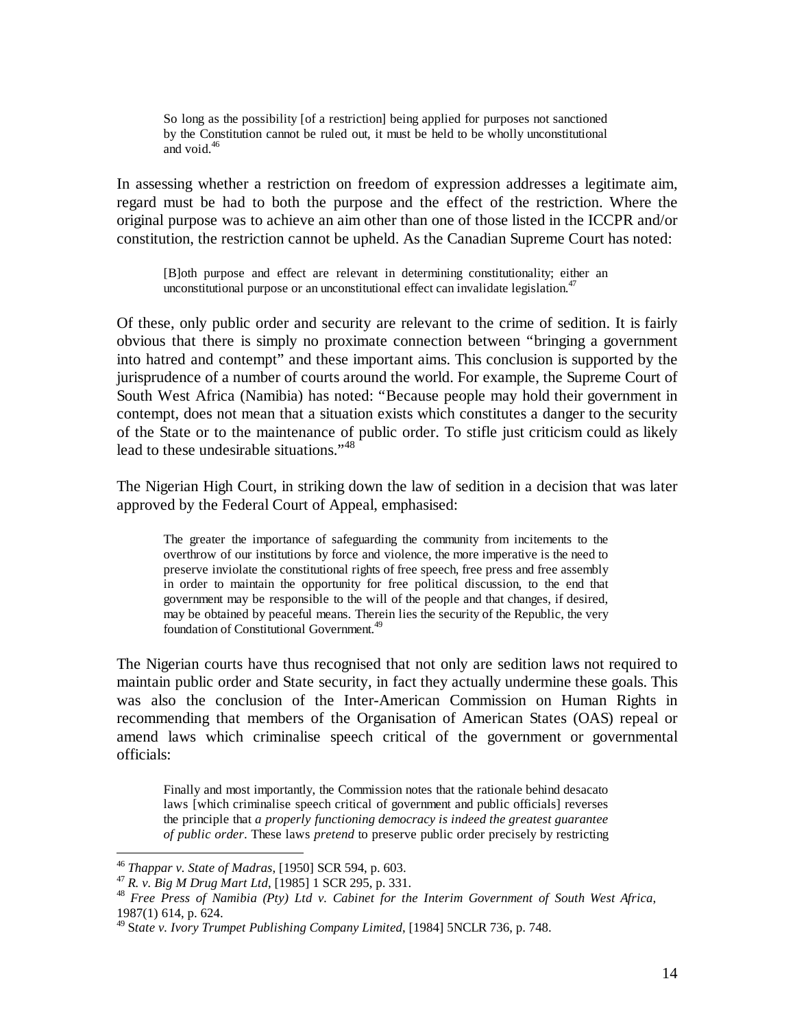> So long as the possibility [of a restriction] being applied for purposes not sanctioned by the Constitution cannot be ruled out, it must be held to be wholly unconstitutional and void.[46]

In assessing whether a restriction on freedom of expression addresses a legitimate aim, regard must be had to both the purpose and the effect of the restriction. Where the original purpose was to achieve an aim other than one of those listed in the ICCPR and/or constitution, the restriction cannot be upheld. As the Canadian Supreme Court has noted:

> [B]oth purpose and effect are relevant in determining constitutionality; either an unconstitutional purpose or an unconstitutional effect can invalidate legislation.[47]

Of these, only public order and security are relevant to the crime of sedition. It is fairly obvious that there is simply no proximate connection between "bringing a government into hatred and contempt" and these important aims. This conclusion is supported by the jurisprudence of a number of courts around the world. For example, the Supreme Court of South West Africa (Namibia) has noted: "Because people may hold their government in contempt, does not mean that a situation exists which constitutes a danger to the security of the State or to the maintenance of public order. To stifle just criticism could as likely lead to these undesirable situations."[48]

The Nigerian High Court, in striking down the law of sedition in a decision that was later approved by the Federal Court of Appeal, emphasised:

> The greater the importance of safeguarding the community from incitements to the overthrow of our institutions by force and violence, the more imperative is the need to preserve inviolate the constitutional rights of free speech, free press and free assembly in order to maintain the opportunity for free political discussion, to the end that government may be responsible to the will of the people and that changes, if desired, may be obtained by peaceful means. Therein lies the security of the Republic, the very foundation of Constitutional Government.[49]

The Nigerian courts have thus recognised that not only are sedition laws not required to maintain public order and State security, in fact they actually undermine these goals. This was also the conclusion of the Inter-American Commission on Human Rights in recommending that members of the Organisation of American States (OAS) repeal or amend laws which criminalise speech critical of the government or governmental officials:

> Finally and most importantly, the Commission notes that the rationale behind desacato laws [which criminalise speech critical of government and public officials] reverses the principle that *a properly functioning democracy is indeed the greatest guarantee of public order*. These laws *pretend* to preserve public order precisely by restricting

---

[46] *Thappar v. State of Madras*, [1950] SCR 594, p. 603.

[47] *R. v. Big M Drug Mart Ltd*, [1985] 1 SCR 295, p. 331.

[48] *Free Press of Namibia (Pty) Ltd v. Cabinet for the Interim Government of South West Africa*, 1987(1) 614, p. 624.

[49] *State v. Ivory Trumpet Publishing Company Limited*, [1984] 5NCLR 736, p. 748.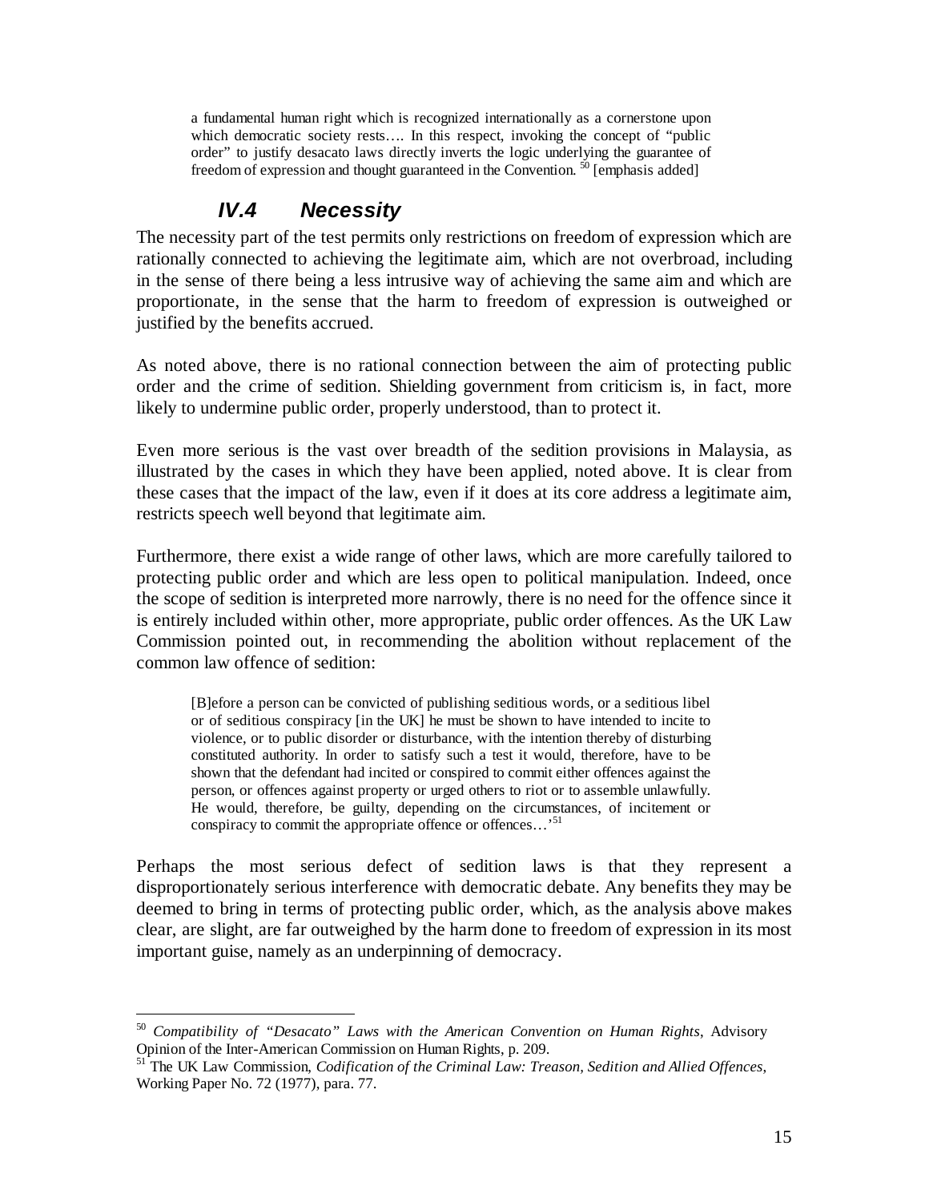> a fundamental human right which is recognized internationally as a cornerstone upon which democratic society rests…. In this respect, invoking the concept of "public order" to justify desacato laws directly inverts the logic underlying the guarantee of freedom of expression and thought guaranteed in the Convention.[50] [emphasis added]

### *IV.4 Necessity*

The necessity part of the test permits only restrictions on freedom of expression which are rationally connected to achieving the legitimate aim, which are not overbroad, including in the sense of there being a less intrusive way of achieving the same aim and which are proportionate, in the sense that the harm to freedom of expression is outweighed or justified by the benefits accrued.

As noted above, there is no rational connection between the aim of protecting public order and the crime of sedition. Shielding government from criticism is, in fact, more likely to undermine public order, properly understood, than to protect it.

Even more serious is the vast over breadth of the sedition provisions in Malaysia, as illustrated by the cases in which they have been applied, noted above. It is clear from these cases that the impact of the law, even if it does at its core address a legitimate aim, restricts speech well beyond that legitimate aim.

Furthermore, there exist a wide range of other laws, which are more carefully tailored to protecting public order and which are less open to political manipulation. Indeed, once the scope of sedition is interpreted more narrowly, there is no need for the offence since it is entirely included within other, more appropriate, public order offences. As the UK Law Commission pointed out, in recommending the abolition without replacement of the common law offence of sedition:

> [B]efore a person can be convicted of publishing seditious words, or a seditious libel or of seditious conspiracy [in the UK] he must be shown to have intended to incite to violence, or to public disorder or disturbance, with the intention thereby of disturbing constituted authority. In order to satisfy such a test it would, therefore, have to be shown that the defendant had incited or conspired to commit either offences against the person, or offences against property or urged others to riot or to assemble unlawfully. He would, therefore, be guilty, depending on the circumstances, of incitement or conspiracy to commit the appropriate offence or offences…'[51]

Perhaps the most serious defect of sedition laws is that they represent a disproportionately serious interference with democratic debate. Any benefits they may be deemed to bring in terms of protecting public order, which, as the analysis above makes clear, are slight, are far outweighed by the harm done to freedom of expression in its most important guise, namely as an underpinning of democracy.

---

[50] *Compatibility of "Desacato" Laws with the American Convention on Human Rights*, Advisory Opinion of the Inter-American Commission on Human Rights, p. 209.

[51] The UK Law Commission, *Codification of the Criminal Law: Treason, Sedition and Allied Offences*, Working Paper No. 72 (1977), para. 77.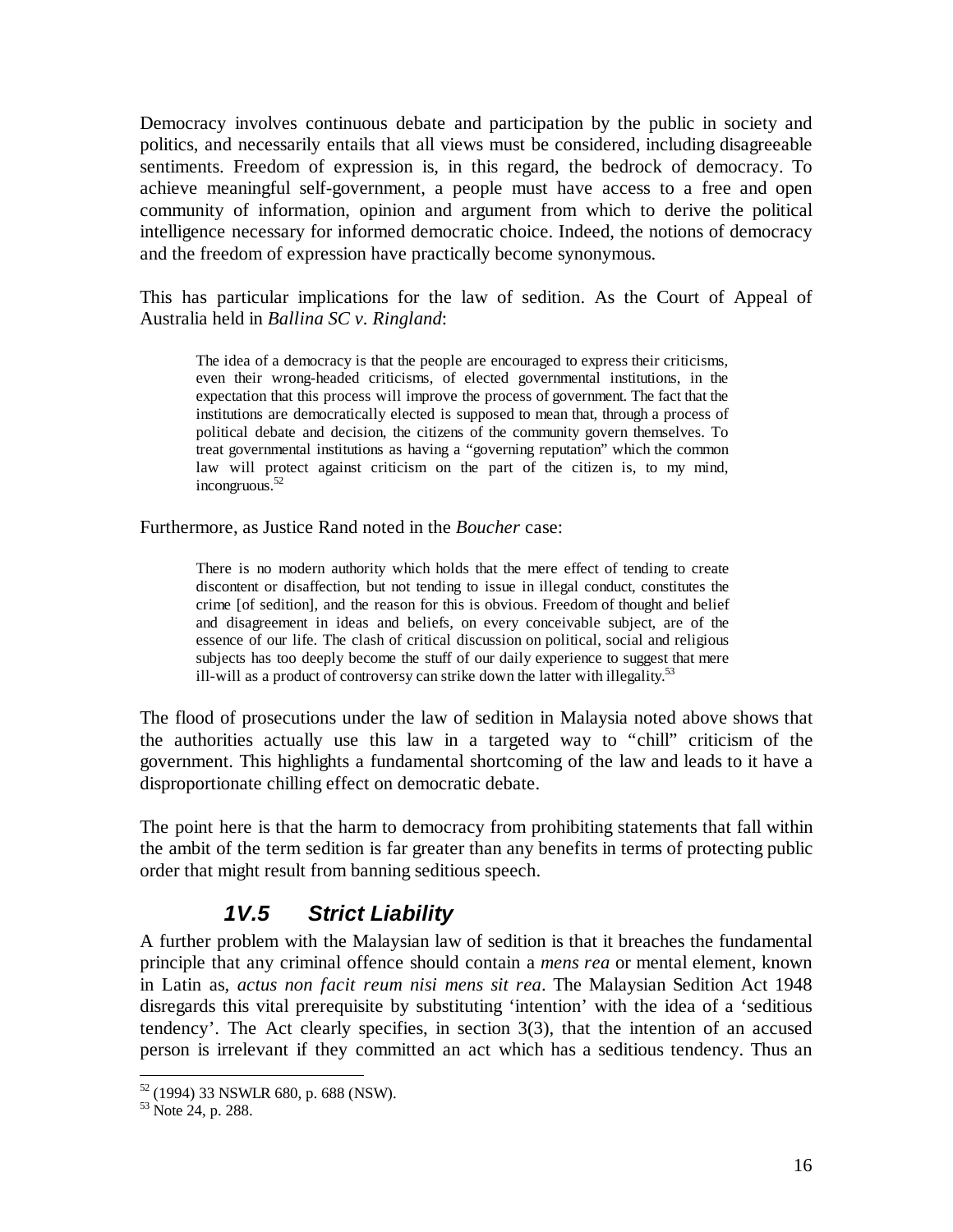Democracy involves continuous debate and participation by the public in society and politics, and necessarily entails that all views must be considered, including disagreeable sentiments. Freedom of expression is, in this regard, the bedrock of democracy. To achieve meaningful self-government, a people must have access to a free and open community of information, opinion and argument from which to derive the political intelligence necessary for informed democratic choice. Indeed, the notions of democracy and the freedom of expression have practically become synonymous.

This has particular implications for the law of sedition. As the Court of Appeal of Australia held in *Ballina SC v. Ringland*:

> The idea of a democracy is that the people are encouraged to express their criticisms, even their wrong-headed criticisms, of elected governmental institutions, in the expectation that this process will improve the process of government. The fact that the institutions are democratically elected is supposed to mean that, through a process of political debate and decision, the citizens of the community govern themselves. To treat governmental institutions as having a "governing reputation" which the common law will protect against criticism on the part of the citizen is, to my mind, incongruous.[52]

Furthermore, as Justice Rand noted in the *Boucher* case:

> There is no modern authority which holds that the mere effect of tending to create discontent or disaffection, but not tending to issue in illegal conduct, constitutes the crime [of sedition], and the reason for this is obvious. Freedom of thought and belief and disagreement in ideas and beliefs, on every conceivable subject, are of the essence of our life. The clash of critical discussion on political, social and religious subjects has too deeply become the stuff of our daily experience to suggest that mere ill-will as a product of controversy can strike down the latter with illegality.[53]

The flood of prosecutions under the law of sedition in Malaysia noted above shows that the authorities actually use this law in a targeted way to "chill" criticism of the government. This highlights a fundamental shortcoming of the law and leads to it have a disproportionate chilling effect on democratic debate.

The point here is that the harm to democracy from prohibiting statements that fall within the ambit of the term sedition is far greater than any benefits in terms of protecting public order that might result from banning seditious speech.

### *1V.5 Strict Liability*

A further problem with the Malaysian law of sedition is that it breaches the fundamental principle that any criminal offence should contain a *mens rea* or mental element, known in Latin as, *actus non facit reum nisi mens sit rea*. The Malaysian Sedition Act 1948 disregards this vital prerequisite by substituting 'intention' with the idea of a 'seditious tendency'. The Act clearly specifies, in section 3(3), that the intention of an accused person is irrelevant if they committed an act which has a seditious tendency. Thus an

---

[52] (1994) 33 NSWLR 680, p. 688 (NSW).

[53] Note 24, p. 288.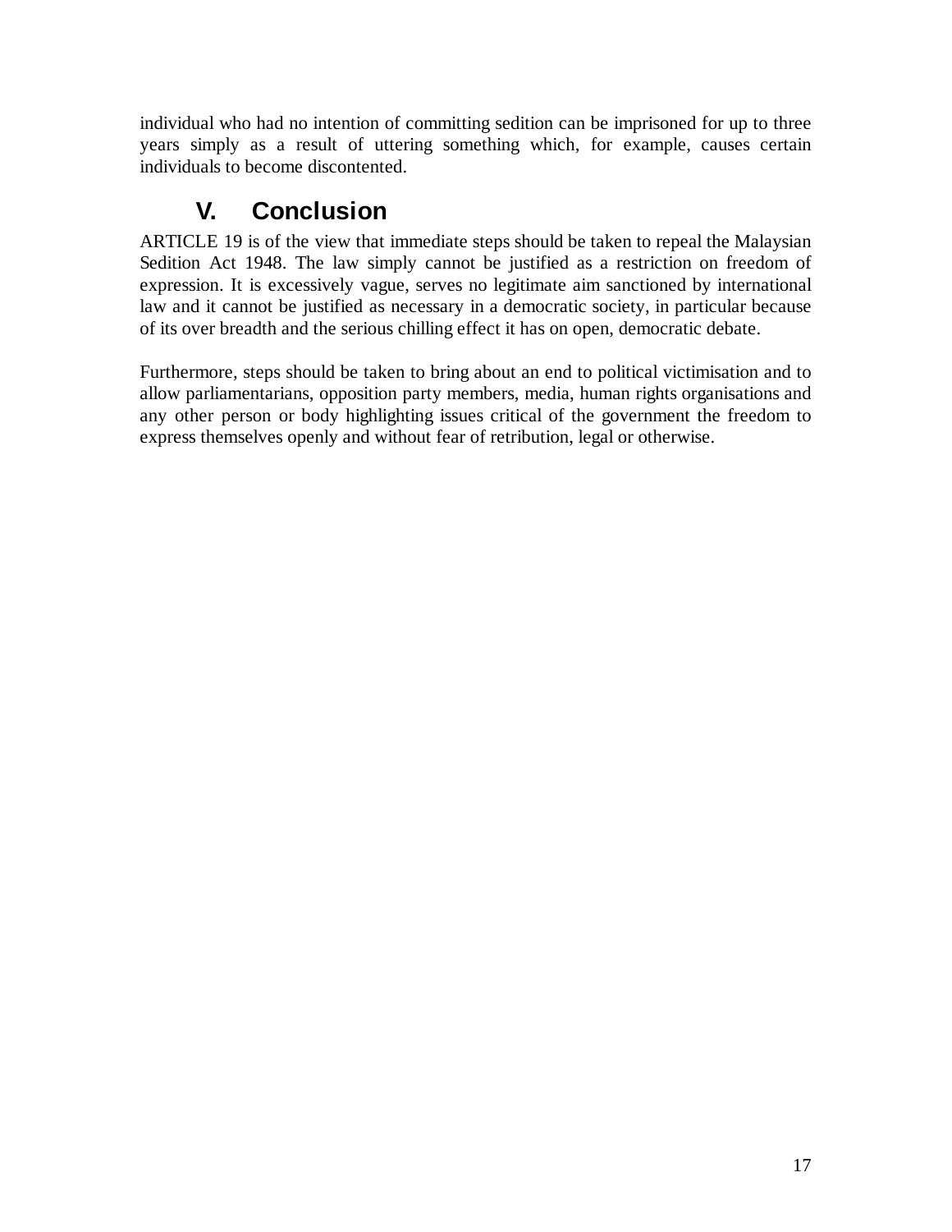individual who had no intention of committing sedition can be imprisoned for up to three years simply as a result of uttering something which, for example, causes certain individuals to become discontented.

## V. Conclusion

ARTICLE 19 is of the view that immediate steps should be taken to repeal the Malaysian Sedition Act 1948. The law simply cannot be justified as a restriction on freedom of expression. It is excessively vague, serves no legitimate aim sanctioned by international law and it cannot be justified as necessary in a democratic society, in particular because of its over breadth and the serious chilling effect it has on open, democratic debate.

Furthermore, steps should be taken to bring about an end to political victimisation and to allow parliamentarians, opposition party members, media, human rights organisations and any other person or body highlighting issues critical of the government the freedom to express themselves openly and without fear of retribution, legal or otherwise.